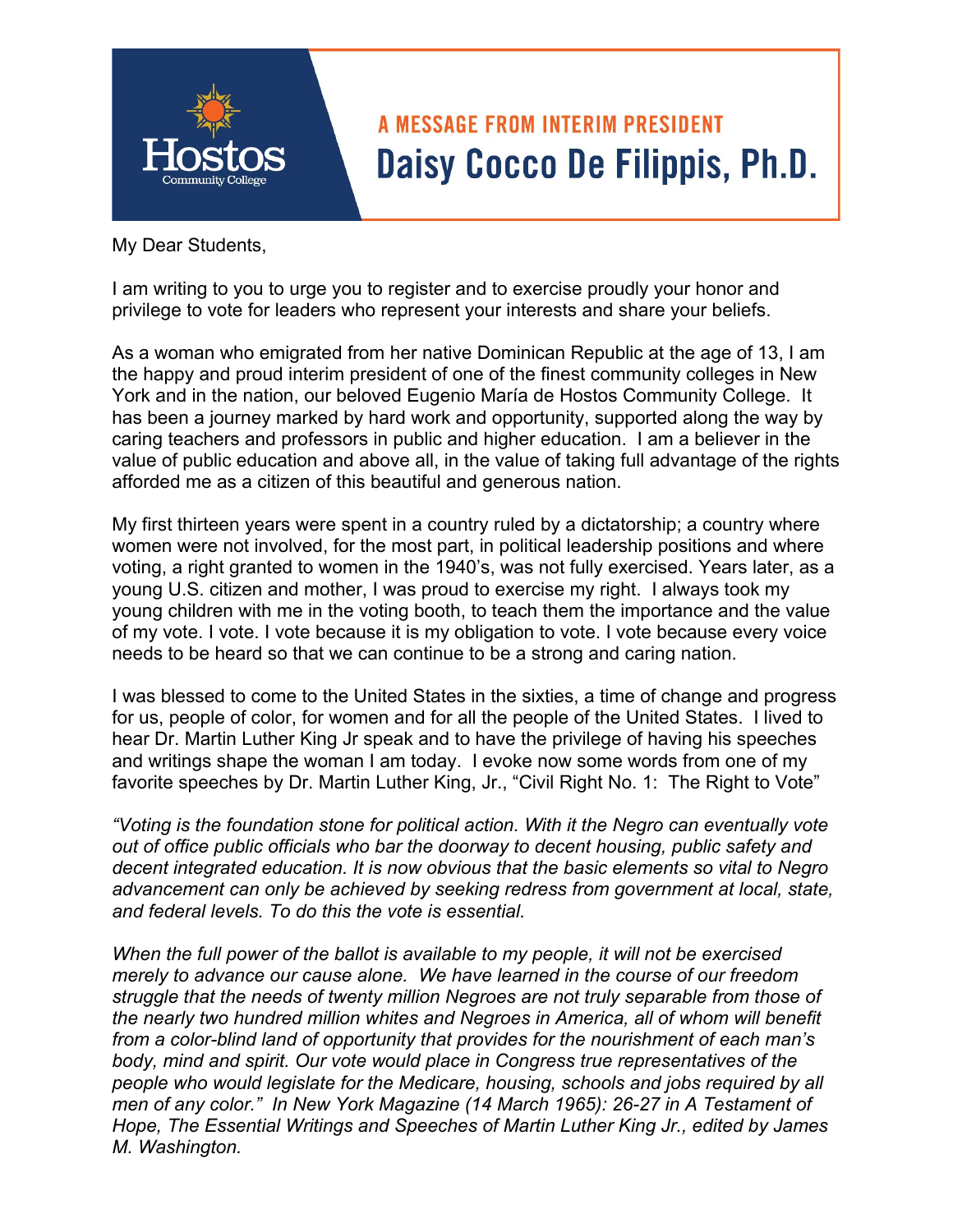Hostos Community College

## A MESSAGE FROM INTERIM PRESIDENT

# Daisy Cocco De Filippis, Ph.D.

My Dear Students,

I am writing to you to urge you to register and to exercise proudly your honor and privilege to vote for leaders who represent your interests and share your beliefs.

As a woman who emigrated from her native Dominican Republic at the age of 13, I am the happy and proud interim president of one of the finest community colleges in New York and in the nation, our beloved Eugenio María de Hostos Community College. It has been a journey marked by hard work and opportunity, supported along the way by caring teachers and professors in public and higher education. I am a believer in the value of public education and above all, in the value of taking full advantage of the rights afforded me as a citizen of this beautiful and generous nation.

My first thirteen years were spent in a country ruled by a dictatorship; a country where women were not involved, for the most part, in political leadership positions and where voting, a right granted to women in the 1940's, was not fully exercised. Years later, as a young U.S. citizen and mother, I was proud to exercise my right. I always took my young children with me in the voting booth, to teach them the importance and the value of my vote. I vote. I vote because it is my obligation to vote. I vote because every voice needs to be heard so that we can continue to be a strong and caring nation.

I was blessed to come to the United States in the sixties, a time of change and progress for us, people of color, for women and for all the people of the United States. I lived to hear Dr. Martin Luther King Jr speak and to have the privilege of having his speeches and writings shape the woman I am today. I evoke now some words from one of my favorite speeches by Dr. Martin Luther King, Jr., "Civil Right No. 1: The Right to Vote"

*"Voting is the foundation stone for political action. With it the Negro can eventually vote out of office public officials who bar the doorway to decent housing, public safety and decent integrated education. It is now obvious that the basic elements so vital to Negro advancement can only be achieved by seeking redress from government at local, state, and federal levels. To do this the vote is essential.*

*When the full power of the ballot is available to my people, it will not be exercised merely to advance our cause alone. We have learned in the course of our freedom struggle that the needs of twenty million Negroes are not truly separable from those of the nearly two hundred million whites and Negroes in America, all of whom will benefit from a color-blind land of opportunity that provides for the nourishment of each man's body, mind and spirit. Our vote would place in Congress true representatives of the people who would legislate for the Medicare, housing, schools and jobs required by all men of any color." In New York Magazine (14 March 1965): 26-27 in A Testament of Hope, The Essential Writings and Speeches of Martin Luther King Jr., edited by James M. Washington.*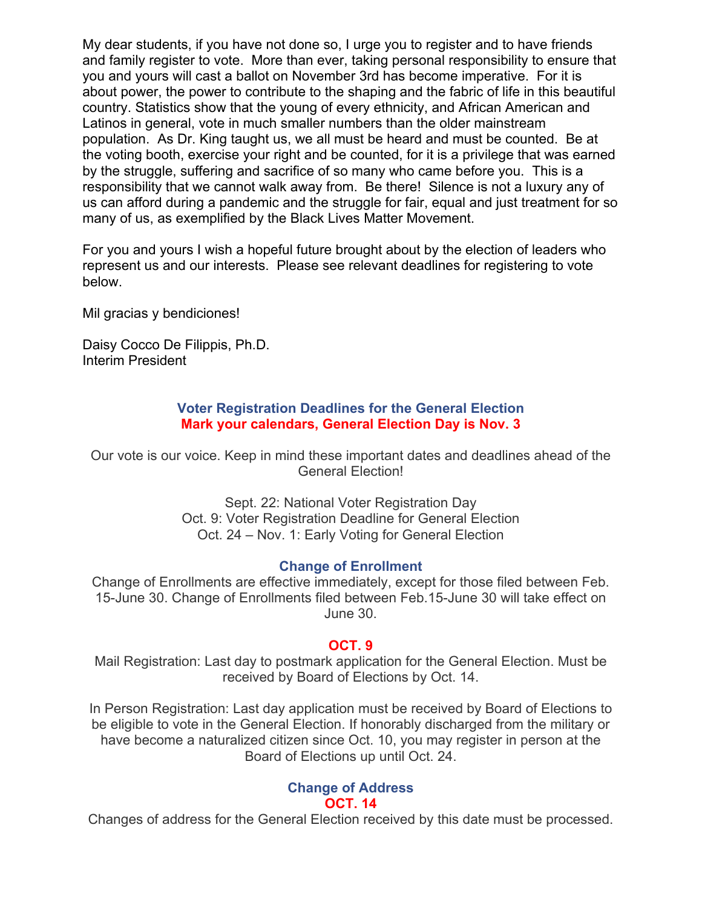My dear students, if you have not done so, I urge you to register and to have friends and family register to vote. More than ever, taking personal responsibility to ensure that you and yours will cast a ballot on November 3rd has become imperative. For it is about power, the power to contribute to the shaping and the fabric of life in this beautiful country. Statistics show that the young of every ethnicity, and African American and Latinos in general, vote in much smaller numbers than the older mainstream population. As Dr. King taught us, we all must be heard and must be counted. Be at the voting booth, exercise your right and be counted, for it is a privilege that was earned by the struggle, suffering and sacrifice of so many who came before you. This is a responsibility that we cannot walk away from. Be there! Silence is not a luxury any of us can afford during a pandemic and the struggle for fair, equal and just treatment for so many of us, as exemplified by the Black Lives Matter Movement.

For you and yours I wish a hopeful future brought about by the election of leaders who represent us and our interests. Please see relevant deadlines for registering to vote below.

Mil gracias y bendiciones!

Daisy Cocco De Filippis, Ph.D.
Interim President

## Voter Registration Deadlines for the General Election

**Mark your calendars, General Election Day is Nov. 3**

Our vote is our voice. Keep in mind these important dates and deadlines ahead of the General Election!

Sept. 22: National Voter Registration Day
Oct. 9: Voter Registration Deadline for General Election
Oct. 24 – Nov. 1: Early Voting for General Election

### Change of Enrollment

Change of Enrollments are effective immediately, except for those filed between Feb. 15-June 30. Change of Enrollments filed between Feb.15-June 30 will take effect on June 30.

### OCT. 9

Mail Registration: Last day to postmark application for the General Election. Must be received by Board of Elections by Oct. 14.

In Person Registration: Last day application must be received by Board of Elections to be eligible to vote in the General Election. If honorably discharged from the military or have become a naturalized citizen since Oct. 10, you may register in person at the Board of Elections up until Oct. 24.

### Change of Address

**OCT. 14**

Changes of address for the General Election received by this date must be processed.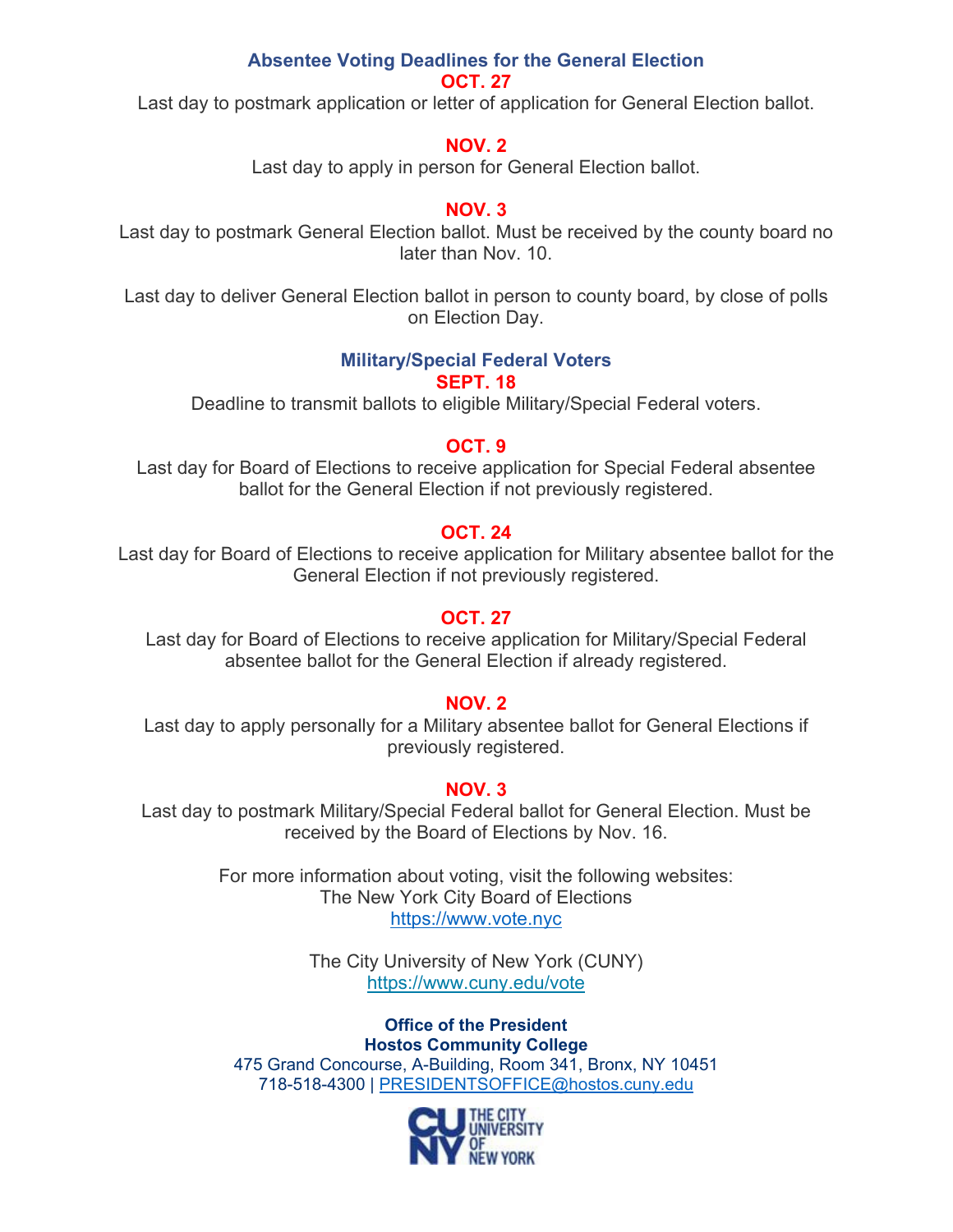## Absentee Voting Deadlines for the General Election

**OCT. 27**

Last day to postmark application or letter of application for General Election ballot.

**NOV. 2**

Last day to apply in person for General Election ballot.

**NOV. 3**

Last day to postmark General Election ballot. Must be received by the county board no later than Nov. 10.

Last day to deliver General Election ballot in person to county board, by close of polls on Election Day.

## Military/Special Federal Voters

**SEPT. 18**

Deadline to transmit ballots to eligible Military/Special Federal voters.

**OCT. 9**

Last day for Board of Elections to receive application for Special Federal absentee ballot for the General Election if not previously registered.

**OCT. 24**

Last day for Board of Elections to receive application for Military absentee ballot for the General Election if not previously registered.

**OCT. 27**

Last day for Board of Elections to receive application for Military/Special Federal absentee ballot for the General Election if already registered.

**NOV. 2**

Last day to apply personally for a Military absentee ballot for General Elections if previously registered.

**NOV. 3**

Last day to postmark Military/Special Federal ballot for General Election. Must be received by the Board of Elections by Nov. 16.

For more information about voting, visit the following websites:
The New York City Board of Elections
https://www.vote.nyc

The City University of New York (CUNY)
https://www.cuny.edu/vote

**Office of the President**
**Hostos Community College**
475 Grand Concourse, A-Building, Room 341, Bronx, NY 10451
718-518-4300 | PRESIDENTSOFFICE@hostos.cuny.edu

CUNY THE CITY UNIVERSITY OF NEW YORK